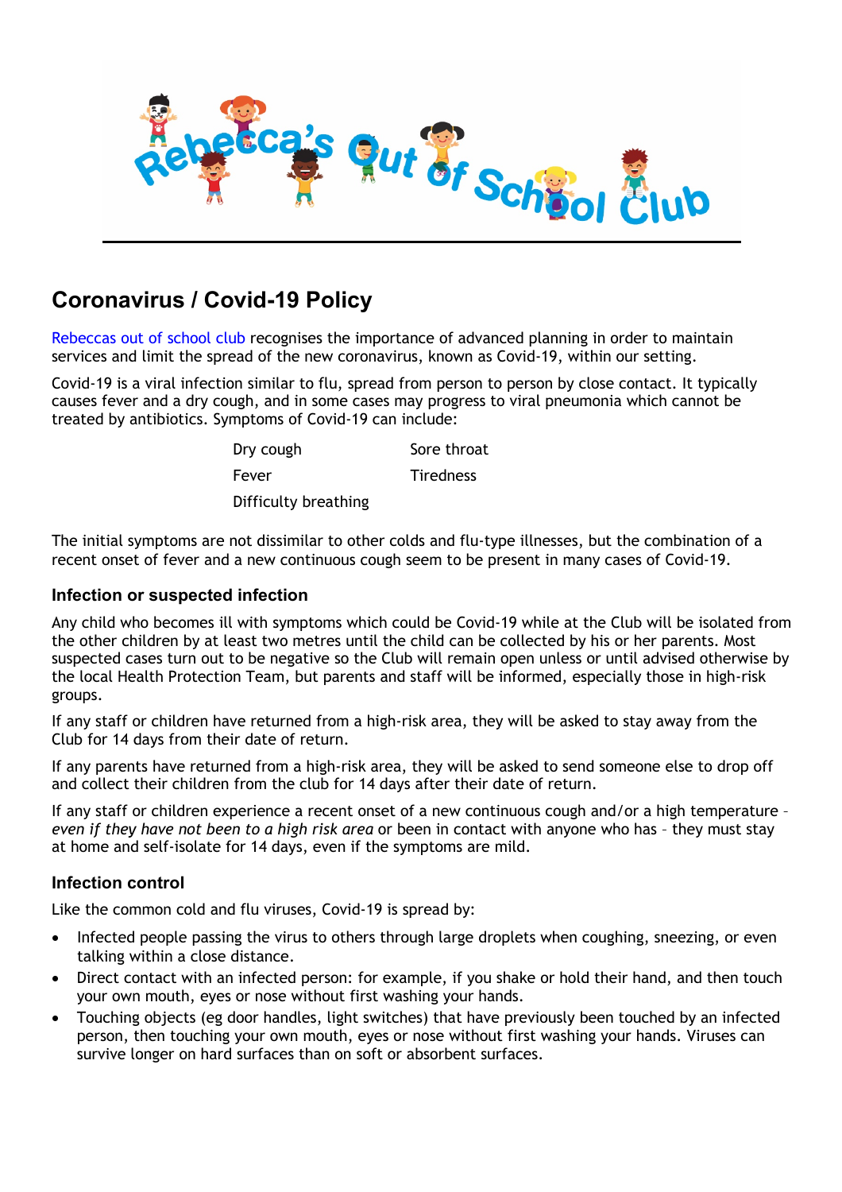Rebecca's Out of School Club

# Coronavirus / Covid-19 Policy

Rebeccas out of school club recognises the importance of advanced planning in order to maintain services and limit the spread of the new coronavirus, known as Covid-19, within our setting.

Covid-19 is a viral infection similar to flu, spread from person to person by close contact. It typically causes fever and a dry cough, and in some cases may progress to viral pneumonia which cannot be treated by antibiotics. Symptoms of Covid-19 can include:

| | |
|---|---|
| Dry cough | Sore throat |
| Fever | Tiredness |
| Difficulty breathing | |

The initial symptoms are not dissimilar to other colds and flu-type illnesses, but the combination of a recent onset of fever and a new continuous cough seem to be present in many cases of Covid-19.

### Infection or suspected infection

Any child who becomes ill with symptoms which could be Covid-19 while at the Club will be isolated from the other children by at least two metres until the child can be collected by his or her parents. Most suspected cases turn out to be negative so the Club will remain open unless or until advised otherwise by the local Health Protection Team, but parents and staff will be informed, especially those in high-risk groups.

If any staff or children have returned from a high-risk area, they will be asked to stay away from the Club for 14 days from their date of return.

If any parents have returned from a high-risk area, they will be asked to send someone else to drop off and collect their children from the club for 14 days after their date of return.

If any staff or children experience a recent onset of a new continuous cough and/or a high temperature – *even if they have not been to a high risk area* or been in contact with anyone who has – they must stay at home and self-isolate for 14 days, even if the symptoms are mild.

### Infection control

Like the common cold and flu viruses, Covid-19 is spread by:

- Infected people passing the virus to others through large droplets when coughing, sneezing, or even talking within a close distance.
- Direct contact with an infected person: for example, if you shake or hold their hand, and then touch your own mouth, eyes or nose without first washing your hands.
- Touching objects (eg door handles, light switches) that have previously been touched by an infected person, then touching your own mouth, eyes or nose without first washing your hands. Viruses can survive longer on hard surfaces than on soft or absorbent surfaces.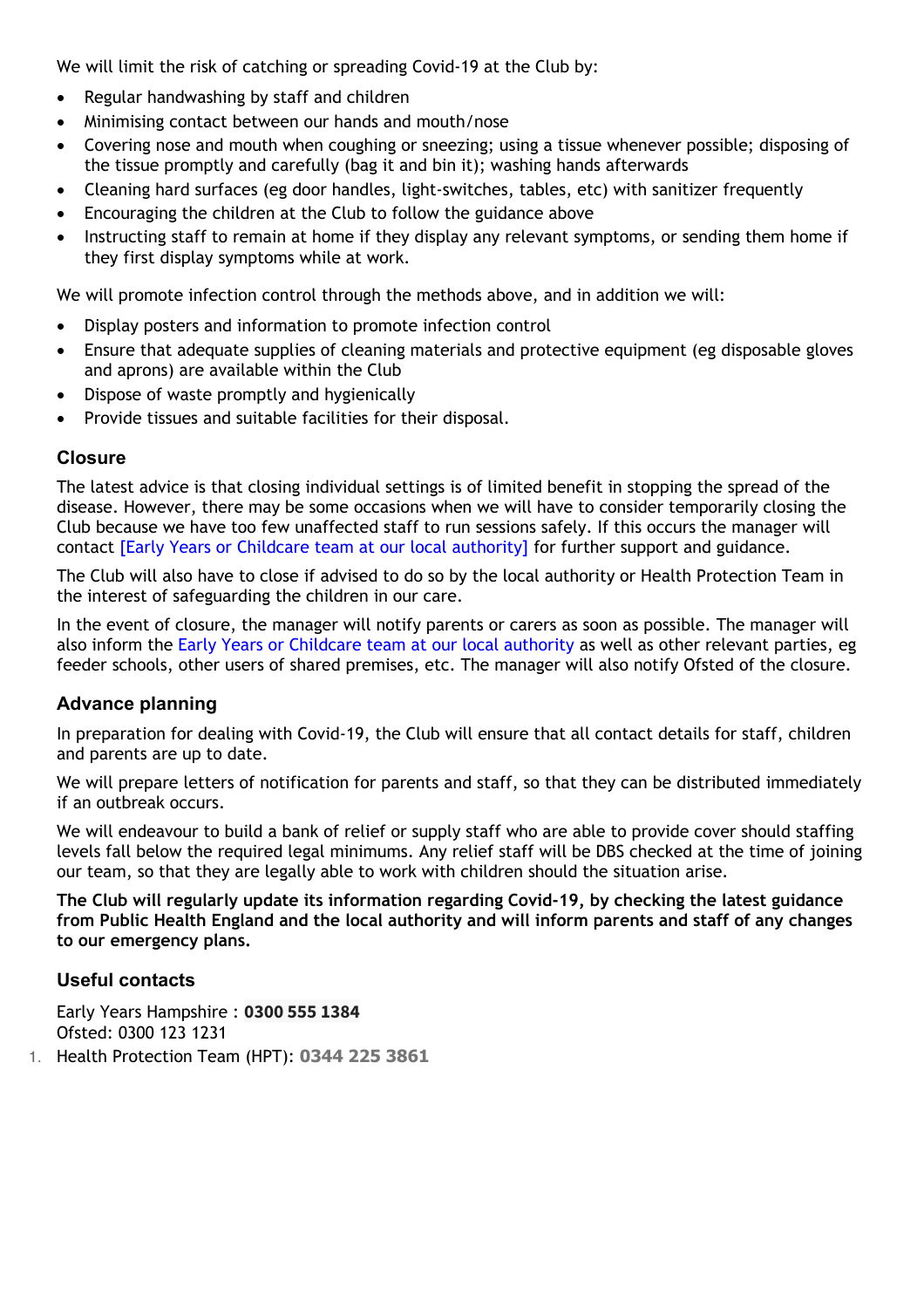We will limit the risk of catching or spreading Covid-19 at the Club by:

- Regular handwashing by staff and children
- Minimising contact between our hands and mouth/nose
- Covering nose and mouth when coughing or sneezing; using a tissue whenever possible; disposing of the tissue promptly and carefully (bag it and bin it); washing hands afterwards
- Cleaning hard surfaces (eg door handles, light-switches, tables, etc) with sanitizer frequently
- Encouraging the children at the Club to follow the guidance above
- Instructing staff to remain at home if they display any relevant symptoms, or sending them home if they first display symptoms while at work.

We will promote infection control through the methods above, and in addition we will:

- Display posters and information to promote infection control
- Ensure that adequate supplies of cleaning materials and protective equipment (eg disposable gloves and aprons) are available within the Club
- Dispose of waste promptly and hygienically
- Provide tissues and suitable facilities for their disposal.

### Closure

The latest advice is that closing individual settings is of limited benefit in stopping the spread of the disease. However, there may be some occasions when we will have to consider temporarily closing the Club because we have too few unaffected staff to run sessions safely. If this occurs the manager will contact [Early Years or Childcare team at our local authority] for further support and guidance.

The Club will also have to close if advised to do so by the local authority or Health Protection Team in the interest of safeguarding the children in our care.

In the event of closure, the manager will notify parents or carers as soon as possible. The manager will also inform the Early Years or Childcare team at our local authority as well as other relevant parties, eg feeder schools, other users of shared premises, etc. The manager will also notify Ofsted of the closure.

### Advance planning

In preparation for dealing with Covid-19, the Club will ensure that all contact details for staff, children and parents are up to date.

We will prepare letters of notification for parents and staff, so that they can be distributed immediately if an outbreak occurs.

We will endeavour to build a bank of relief or supply staff who are able to provide cover should staffing levels fall below the required legal minimums. Any relief staff will be DBS checked at the time of joining our team, so that they are legally able to work with children should the situation arise.

**The Club will regularly update its information regarding Covid-19, by checking the latest guidance from Public Health England and the local authority and will inform parents and staff of any changes to our emergency plans.**

### Useful contacts

Early Years Hampshire : **0300 555 1384**
Ofsted: 0300 123 1231

1. Health Protection Team (HPT): **0344 225 3861**